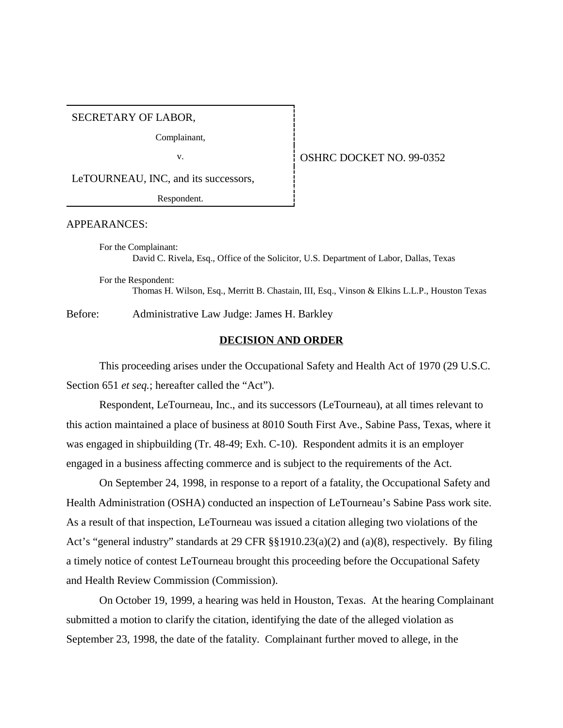| SECRETARY OF LABOR, | |
|---|---|
| Complainant, | |
| v. | OSHRC DOCKET NO. 99-0352 |
| LeTOURNEAU, INC, and its successors, | |
| Respondent. | |

APPEARANCES:

For the Complainant:
David C. Rivela, Esq., Office of the Solicitor, U.S. Department of Labor, Dallas, Texas

For the Respondent:
Thomas H. Wilson, Esq., Merritt B. Chastain, III, Esq., Vinson & Elkins L.L.P., Houston Texas

Before: Administrative Law Judge: James H. Barkley

## DECISION AND ORDER

This proceeding arises under the Occupational Safety and Health Act of 1970 (29 U.S.C. Section 651 *et seq.*; hereafter called the "Act").

Respondent, LeTourneau, Inc., and its successors (LeTourneau), at all times relevant to this action maintained a place of business at 8010 South First Ave., Sabine Pass, Texas, where it was engaged in shipbuilding (Tr. 48-49; Exh. C-10). Respondent admits it is an employer engaged in a business affecting commerce and is subject to the requirements of the Act.

On September 24, 1998, in response to a report of a fatality, the Occupational Safety and Health Administration (OSHA) conducted an inspection of LeTourneau's Sabine Pass work site. As a result of that inspection, LeTourneau was issued a citation alleging two violations of the Act's "general industry" standards at 29 CFR §§1910.23(a)(2) and (a)(8), respectively. By filing a timely notice of contest LeTourneau brought this proceeding before the Occupational Safety and Health Review Commission (Commission).

On October 19, 1999, a hearing was held in Houston, Texas. At the hearing Complainant submitted a motion to clarify the citation, identifying the date of the alleged violation as September 23, 1998, the date of the fatality. Complainant further moved to allege, in the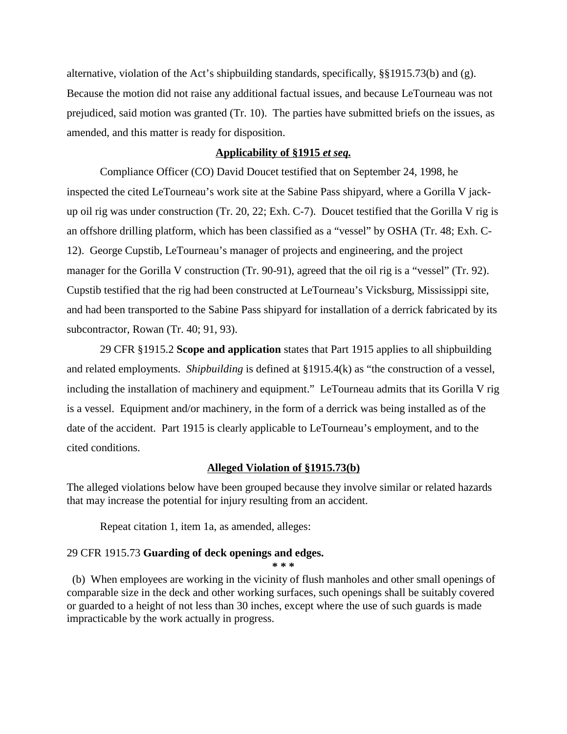alternative, violation of the Act's shipbuilding standards, specifically, §§1915.73(b) and (g). Because the motion did not raise any additional factual issues, and because LeTourneau was not prejudiced, said motion was granted (Tr. 10). The parties have submitted briefs on the issues, as amended, and this matter is ready for disposition.

**Applicability of §1915 *et seq.***

Compliance Officer (CO) David Doucet testified that on September 24, 1998, he inspected the cited LeTourneau's work site at the Sabine Pass shipyard, where a Gorilla V jack-up oil rig was under construction (Tr. 20, 22; Exh. C-7). Doucet testified that the Gorilla V rig is an offshore drilling platform, which has been classified as a "vessel" by OSHA (Tr. 48; Exh. C-12). George Cupstib, LeTourneau's manager of projects and engineering, and the project manager for the Gorilla V construction (Tr. 90-91), agreed that the oil rig is a "vessel" (Tr. 92). Cupstib testified that the rig had been constructed at LeTourneau's Vicksburg, Mississippi site, and had been transported to the Sabine Pass shipyard for installation of a derrick fabricated by its subcontractor, Rowan (Tr. 40; 91, 93).

29 CFR §1915.2 **Scope and application** states that Part 1915 applies to all shipbuilding and related employments. *Shipbuilding* is defined at §1915.4(k) as "the construction of a vessel, including the installation of machinery and equipment." LeTourneau admits that its Gorilla V rig is a vessel. Equipment and/or machinery, in the form of a derrick was being installed as of the date of the accident. Part 1915 is clearly applicable to LeTourneau's employment, and to the cited conditions.

**Alleged Violation of §1915.73(b)**

The alleged violations below have been grouped because they involve similar or related hazards that may increase the potential for injury resulting from an accident.

Repeat citation 1, item 1a, as amended, alleges:

29 CFR 1915.73 **Guarding of deck openings and edges.**

\* \* \*

(b) When employees are working in the vicinity of flush manholes and other small openings of comparable size in the deck and other working surfaces, such openings shall be suitably covered or guarded to a height of not less than 30 inches, except where the use of such guards is made impracticable by the work actually in progress.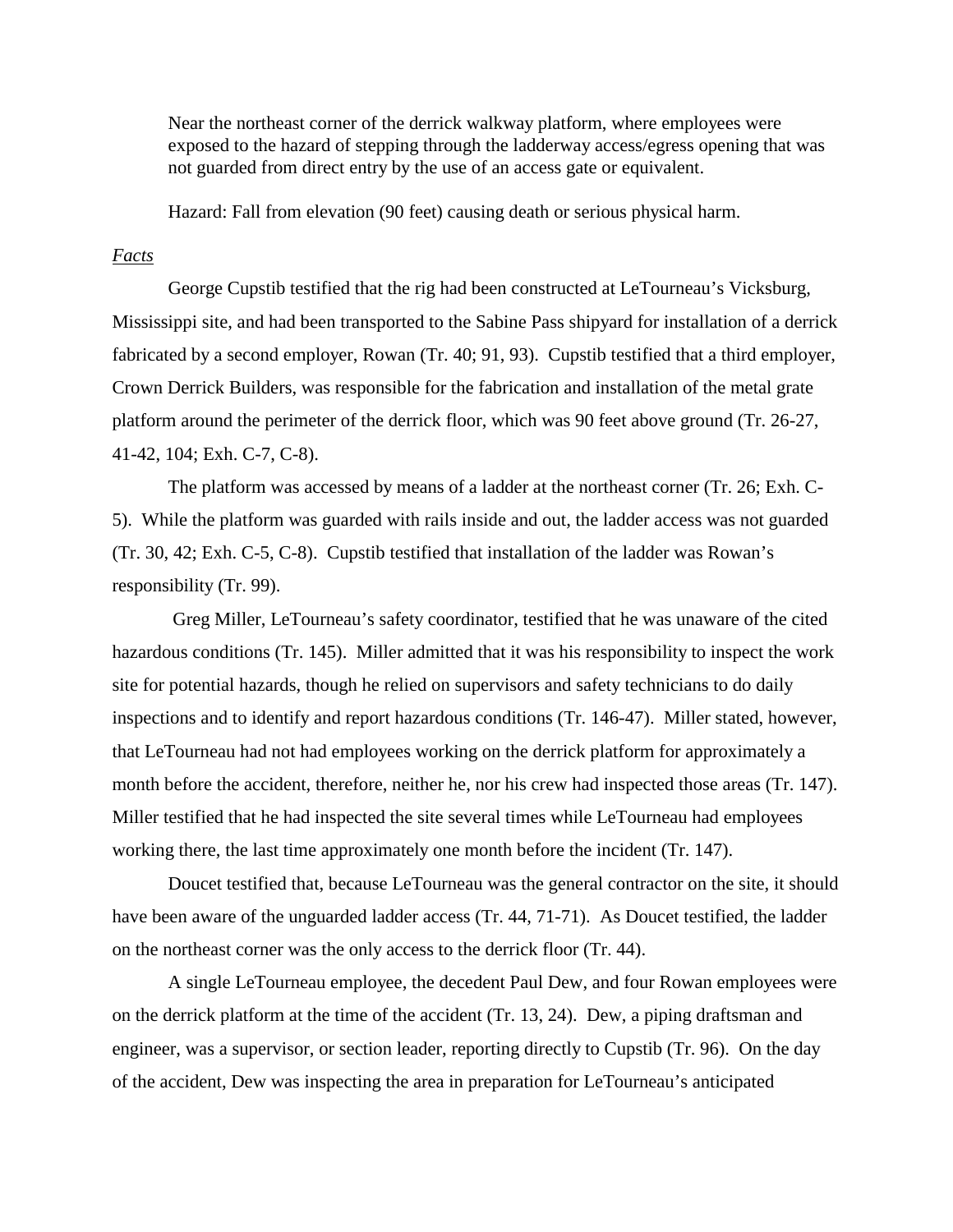Near the northeast corner of the derrick walkway platform, where employees were exposed to the hazard of stepping through the ladderway access/egress opening that was not guarded from direct entry by the use of an access gate or equivalent.

Hazard: Fall from elevation (90 feet) causing death or serious physical harm.

*Facts*

George Cupstib testified that the rig had been constructed at LeTourneau's Vicksburg, Mississippi site, and had been transported to the Sabine Pass shipyard for installation of a derrick fabricated by a second employer, Rowan (Tr. 40; 91, 93). Cupstib testified that a third employer, Crown Derrick Builders, was responsible for the fabrication and installation of the metal grate platform around the perimeter of the derrick floor, which was 90 feet above ground (Tr. 26-27, 41-42, 104; Exh. C-7, C-8).

The platform was accessed by means of a ladder at the northeast corner (Tr. 26; Exh. C-5). While the platform was guarded with rails inside and out, the ladder access was not guarded (Tr. 30, 42; Exh. C-5, C-8). Cupstib testified that installation of the ladder was Rowan's responsibility (Tr. 99).

Greg Miller, LeTourneau's safety coordinator, testified that he was unaware of the cited hazardous conditions (Tr. 145). Miller admitted that it was his responsibility to inspect the work site for potential hazards, though he relied on supervisors and safety technicians to do daily inspections and to identify and report hazardous conditions (Tr. 146-47). Miller stated, however, that LeTourneau had not had employees working on the derrick platform for approximately a month before the accident, therefore, neither he, nor his crew had inspected those areas (Tr. 147). Miller testified that he had inspected the site several times while LeTourneau had employees working there, the last time approximately one month before the incident (Tr. 147).

Doucet testified that, because LeTourneau was the general contractor on the site, it should have been aware of the unguarded ladder access (Tr. 44, 71-71). As Doucet testified, the ladder on the northeast corner was the only access to the derrick floor (Tr. 44).

A single LeTourneau employee, the decedent Paul Dew, and four Rowan employees were on the derrick platform at the time of the accident (Tr. 13, 24). Dew, a piping draftsman and engineer, was a supervisor, or section leader, reporting directly to Cupstib (Tr. 96). On the day of the accident, Dew was inspecting the area in preparation for LeTourneau's anticipated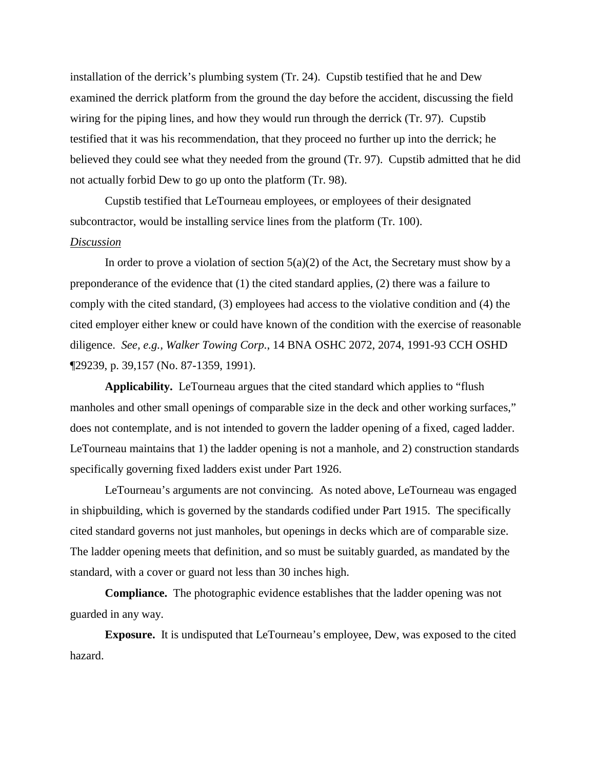installation of the derrick's plumbing system (Tr. 24). Cupstib testified that he and Dew examined the derrick platform from the ground the day before the accident, discussing the field wiring for the piping lines, and how they would run through the derrick (Tr. 97). Cupstib testified that it was his recommendation, that they proceed no further up into the derrick; he believed they could see what they needed from the ground (Tr. 97). Cupstib admitted that he did not actually forbid Dew to go up onto the platform (Tr. 98).

Cupstib testified that LeTourneau employees, or employees of their designated subcontractor, would be installing service lines from the platform (Tr. 100).

_Discussion_

In order to prove a violation of section 5(a)(2) of the Act, the Secretary must show by a preponderance of the evidence that (1) the cited standard applies, (2) there was a failure to comply with the cited standard, (3) employees had access to the violative condition and (4) the cited employer either knew or could have known of the condition with the exercise of reasonable diligence. *See, e.g., Walker Towing Corp.*, 14 BNA OSHC 2072, 2074, 1991-93 CCH OSHD ¶29239, p. 39,157 (No. 87-1359, 1991).

**Applicability.** LeTourneau argues that the cited standard which applies to "flush manholes and other small openings of comparable size in the deck and other working surfaces," does not contemplate, and is not intended to govern the ladder opening of a fixed, caged ladder. LeTourneau maintains that 1) the ladder opening is not a manhole, and 2) construction standards specifically governing fixed ladders exist under Part 1926.

LeTourneau's arguments are not convincing. As noted above, LeTourneau was engaged in shipbuilding, which is governed by the standards codified under Part 1915. The specifically cited standard governs not just manholes, but openings in decks which are of comparable size. The ladder opening meets that definition, and so must be suitably guarded, as mandated by the standard, with a cover or guard not less than 30 inches high.

**Compliance.** The photographic evidence establishes that the ladder opening was not guarded in any way.

**Exposure.** It is undisputed that LeTourneau's employee, Dew, was exposed to the cited hazard.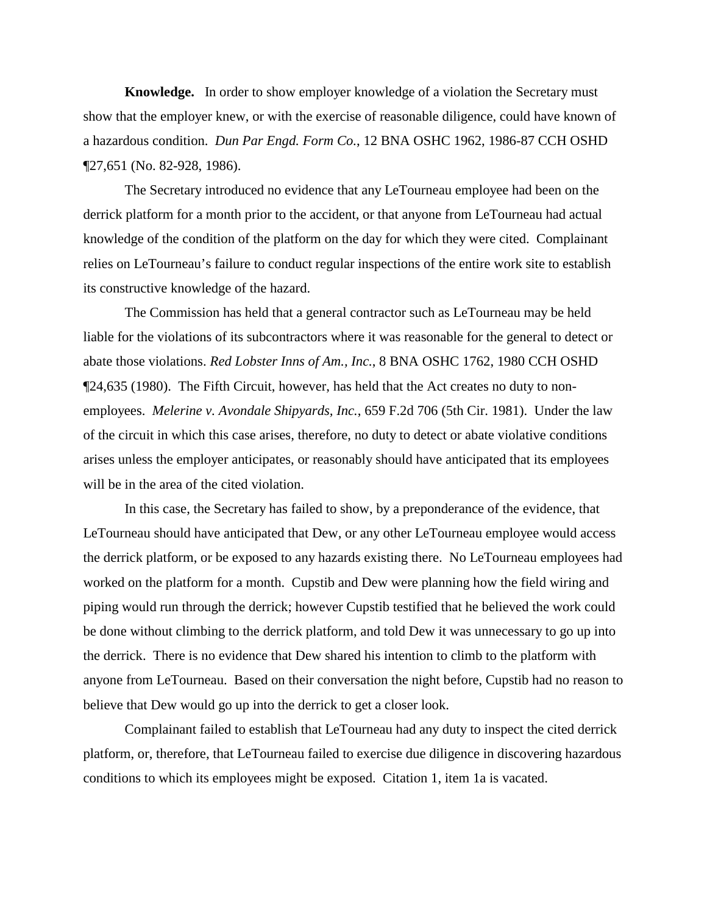**Knowledge.** In order to show employer knowledge of a violation the Secretary must show that the employer knew, or with the exercise of reasonable diligence, could have known of a hazardous condition. *Dun Par Engd. Form Co.*, 12 BNA OSHC 1962, 1986-87 CCH OSHD ¶27,651 (No. 82-928, 1986).

The Secretary introduced no evidence that any LeTourneau employee had been on the derrick platform for a month prior to the accident, or that anyone from LeTourneau had actual knowledge of the condition of the platform on the day for which they were cited. Complainant relies on LeTourneau's failure to conduct regular inspections of the entire work site to establish its constructive knowledge of the hazard.

The Commission has held that a general contractor such as LeTourneau may be held liable for the violations of its subcontractors where it was reasonable for the general to detect or abate those violations. *Red Lobster Inns of Am., Inc.*, 8 BNA OSHC 1762, 1980 CCH OSHD ¶24,635 (1980). The Fifth Circuit, however, has held that the Act creates no duty to non-employees. *Melerine v. Avondale Shipyards, Inc.*, 659 F.2d 706 (5th Cir. 1981). Under the law of the circuit in which this case arises, therefore, no duty to detect or abate violative conditions arises unless the employer anticipates, or reasonably should have anticipated that its employees will be in the area of the cited violation.

In this case, the Secretary has failed to show, by a preponderance of the evidence, that LeTourneau should have anticipated that Dew, or any other LeTourneau employee would access the derrick platform, or be exposed to any hazards existing there. No LeTourneau employees had worked on the platform for a month. Cupstib and Dew were planning how the field wiring and piping would run through the derrick; however Cupstib testified that he believed the work could be done without climbing to the derrick platform, and told Dew it was unnecessary to go up into the derrick. There is no evidence that Dew shared his intention to climb to the platform with anyone from LeTourneau. Based on their conversation the night before, Cupstib had no reason to believe that Dew would go up into the derrick to get a closer look.

Complainant failed to establish that LeTourneau had any duty to inspect the cited derrick platform, or, therefore, that LeTourneau failed to exercise due diligence in discovering hazardous conditions to which its employees might be exposed. Citation 1, item 1a is vacated.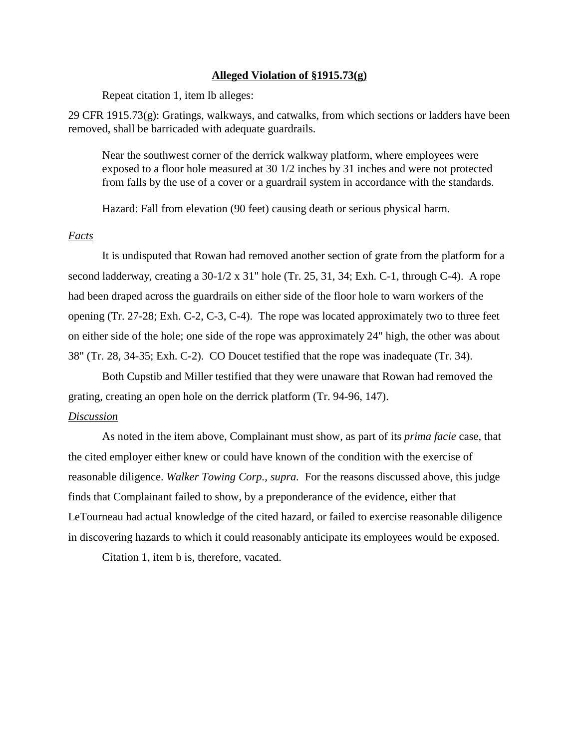**Alleged Violation of §1915.73(g)**

Repeat citation 1, item lb alleges:

29 CFR 1915.73(g): Gratings, walkways, and catwalks, from which sections or ladders have been removed, shall be barricaded with adequate guardrails.

> Near the southwest corner of the derrick walkway platform, where employees were exposed to a floor hole measured at 30 1/2 inches by 31 inches and were not protected from falls by the use of a cover or a guardrail system in accordance with the standards.
>
> Hazard: Fall from elevation (90 feet) causing death or serious physical harm.

*Facts*

It is undisputed that Rowan had removed another section of grate from the platform for a second ladderway, creating a 30-1/2 x 31" hole (Tr. 25, 31, 34; Exh. C-1, through C-4). A rope had been draped across the guardrails on either side of the floor hole to warn workers of the opening (Tr. 27-28; Exh. C-2, C-3, C-4). The rope was located approximately two to three feet on either side of the hole; one side of the rope was approximately 24" high, the other was about 38" (Tr. 28, 34-35; Exh. C-2). CO Doucet testified that the rope was inadequate (Tr. 34).

Both Cupstib and Miller testified that they were unaware that Rowan had removed the grating, creating an open hole on the derrick platform (Tr. 94-96, 147).

*Discussion*

As noted in the item above, Complainant must show, as part of its *prima facie* case, that the cited employer either knew or could have known of the condition with the exercise of reasonable diligence. *Walker Towing Corp., supra.* For the reasons discussed above, this judge finds that Complainant failed to show, by a preponderance of the evidence, either that LeTourneau had actual knowledge of the cited hazard, or failed to exercise reasonable diligence in discovering hazards to which it could reasonably anticipate its employees would be exposed.

Citation 1, item b is, therefore, vacated.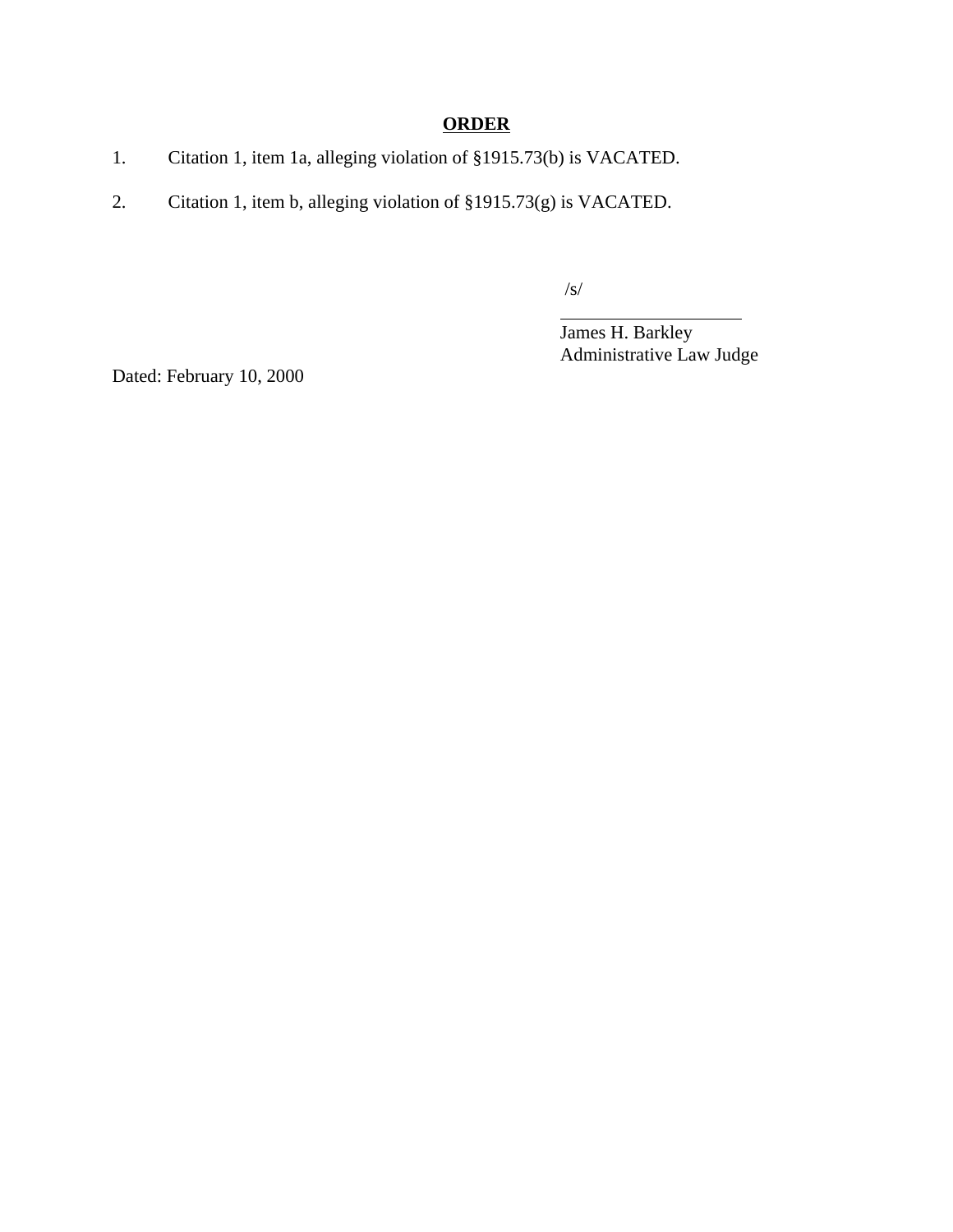## ORDER

1. Citation 1, item 1a, alleging violation of §1915.73(b) is VACATED.

2. Citation 1, item b, alleging violation of §1915.73(g) is VACATED.

/s/

James H. Barkley
Administrative Law Judge

Dated: February 10, 2000